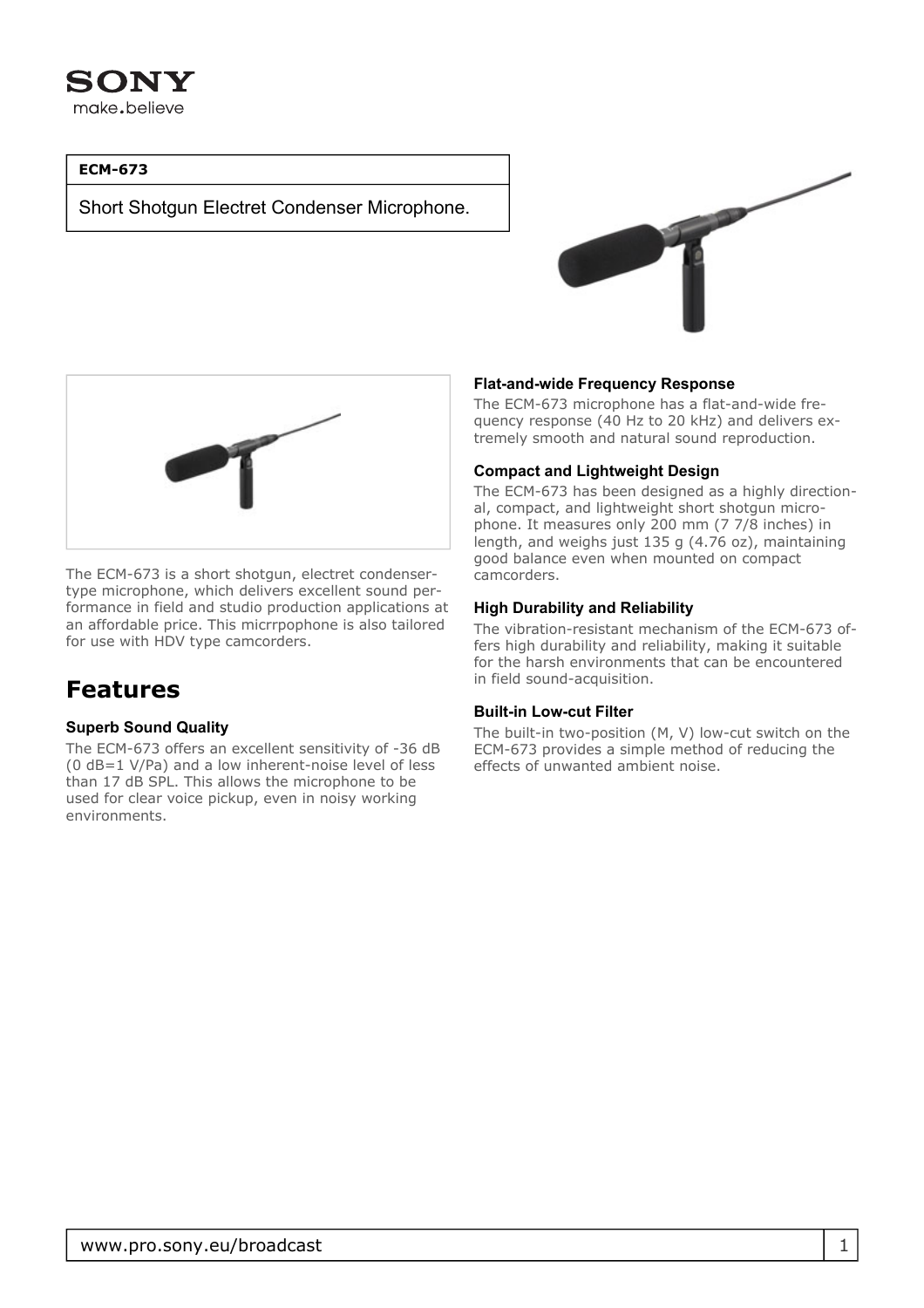SONY
make.believe

**ECM-673**

Short Shotgun Electret Condenser Microphone.

The ECM-673 is a short shotgun, electret condenser-type microphone, which delivers excellent sound performance in field and studio production applications at an affordable price. This micrrpophone is also tailored for use with HDV type camcorders.

# Features

### Superb Sound Quality

The ECM-673 offers an excellent sensitivity of -36 dB (0 dB=1 V/Pa) and a low inherent-noise level of less than 17 dB SPL. This allows the microphone to be used for clear voice pickup, even in noisy working environments.

### Flat-and-wide Frequency Response

The ECM-673 microphone has a flat-and-wide frequency response (40 Hz to 20 kHz) and delivers extremely smooth and natural sound reproduction.

### Compact and Lightweight Design

The ECM-673 has been designed as a highly directional, compact, and lightweight short shotgun microphone. It measures only 200 mm (7 7/8 inches) in length, and weighs just 135 g (4.76 oz), maintaining good balance even when mounted on compact camcorders.

### High Durability and Reliability

The vibration-resistant mechanism of the ECM-673 offers high durability and reliability, making it suitable for the harsh environments that can be encountered in field sound-acquisition.

### Built-in Low-cut Filter

The built-in two-position (M, V) low-cut switch on the ECM-673 provides a simple method of reducing the effects of unwanted ambient noise.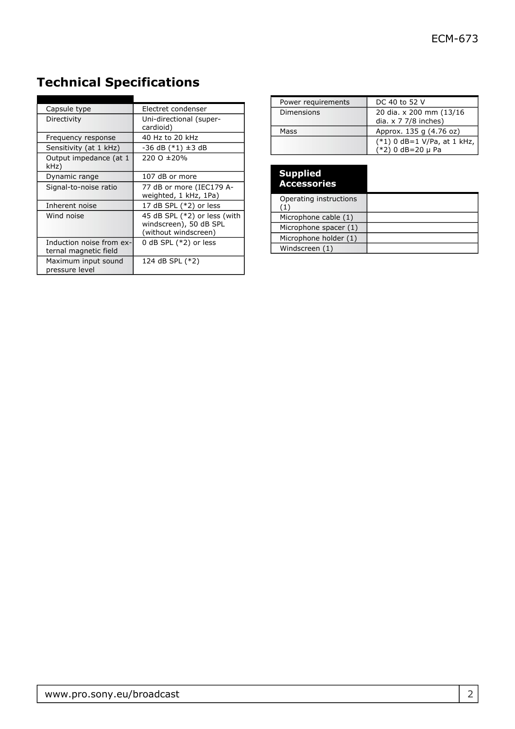# Technical Specifications

| | |
|---|---|
| Capsule type | Electret condenser |
| Directivity | Uni-directional (super-cardioid) |
| Frequency response | 40 Hz to 20 kHz |
| Sensitivity (at 1 kHz) | -36 dB (*1) ±3 dB |
| Output impedance (at 1 kHz) | 220 O ±20% |
| Dynamic range | 107 dB or more |
| Signal-to-noise ratio | 77 dB or more (IEC179 A-weighted, 1 kHz, 1Pa) |
| Inherent noise | 17 dB SPL (*2) or less |
| Wind noise | 45 dB SPL (*2) or less (with windscreen), 50 dB SPL (without windscreen) |
| Induction noise from external magnetic field | 0 dB SPL (*2) or less |
| Maximum input sound pressure level | 124 dB SPL (*2) |
| Power requirements | DC 40 to 52 V |
| Dimensions | 20 dia. x 200 mm (13/16 dia. x 7 7/8 inches) |
| Mass | Approx. 135 g (4.76 oz) |
| | (*1) 0 dB=1 V/Pa, at 1 kHz, (*2) 0 dB=20 µ Pa |

| **Supplied Accessories** | |
|---|---|
| Operating instructions (1) | |
| Microphone cable (1) | |
| Microphone spacer (1) | |
| Microphone holder (1) | |
| Windscreen (1) | |

www.pro.sony.eu/broadcast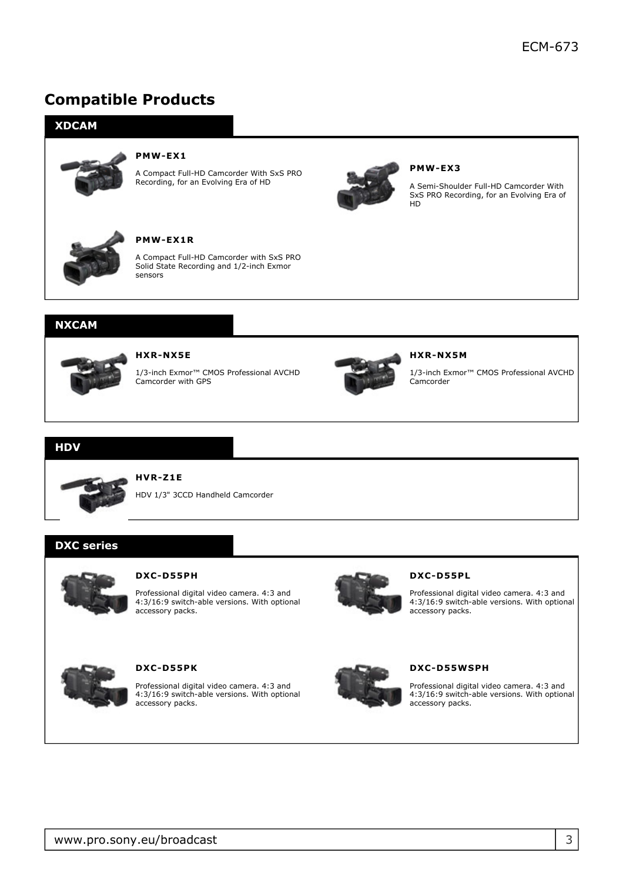# Compatible Products

## XDCAM

### PMW-EX1

A Compact Full-HD Camcorder With SxS PRO Recording, for an Evolving Era of HD

### PMW-EX3

A Semi-Shoulder Full-HD Camcorder With SxS PRO Recording, for an Evolving Era of HD

### PMW-EX1R

A Compact Full-HD Camcorder with SxS PRO Solid State Recording and 1/2-inch Exmor sensors

## NXCAM

### HXR-NX5E

1/3-inch Exmor™ CMOS Professional AVCHD Camcorder with GPS

### HXR-NX5M

1/3-inch Exmor™ CMOS Professional AVCHD Camcorder

## HDV

### HVR-Z1E

HDV 1/3" 3CCD Handheld Camcorder

## DXC series

### DXC-D55PH

Professional digital video camera. 4:3 and 4:3/16:9 switch-able versions. With optional accessory packs.

### DXC-D55PL

Professional digital video camera. 4:3 and 4:3/16:9 switch-able versions. With optional accessory packs.

### DXC-D55PK

Professional digital video camera. 4:3 and 4:3/16:9 switch-able versions. With optional accessory packs.

### DXC-D55WSPH

Professional digital video camera. 4:3 and 4:3/16:9 switch-able versions. With optional accessory packs.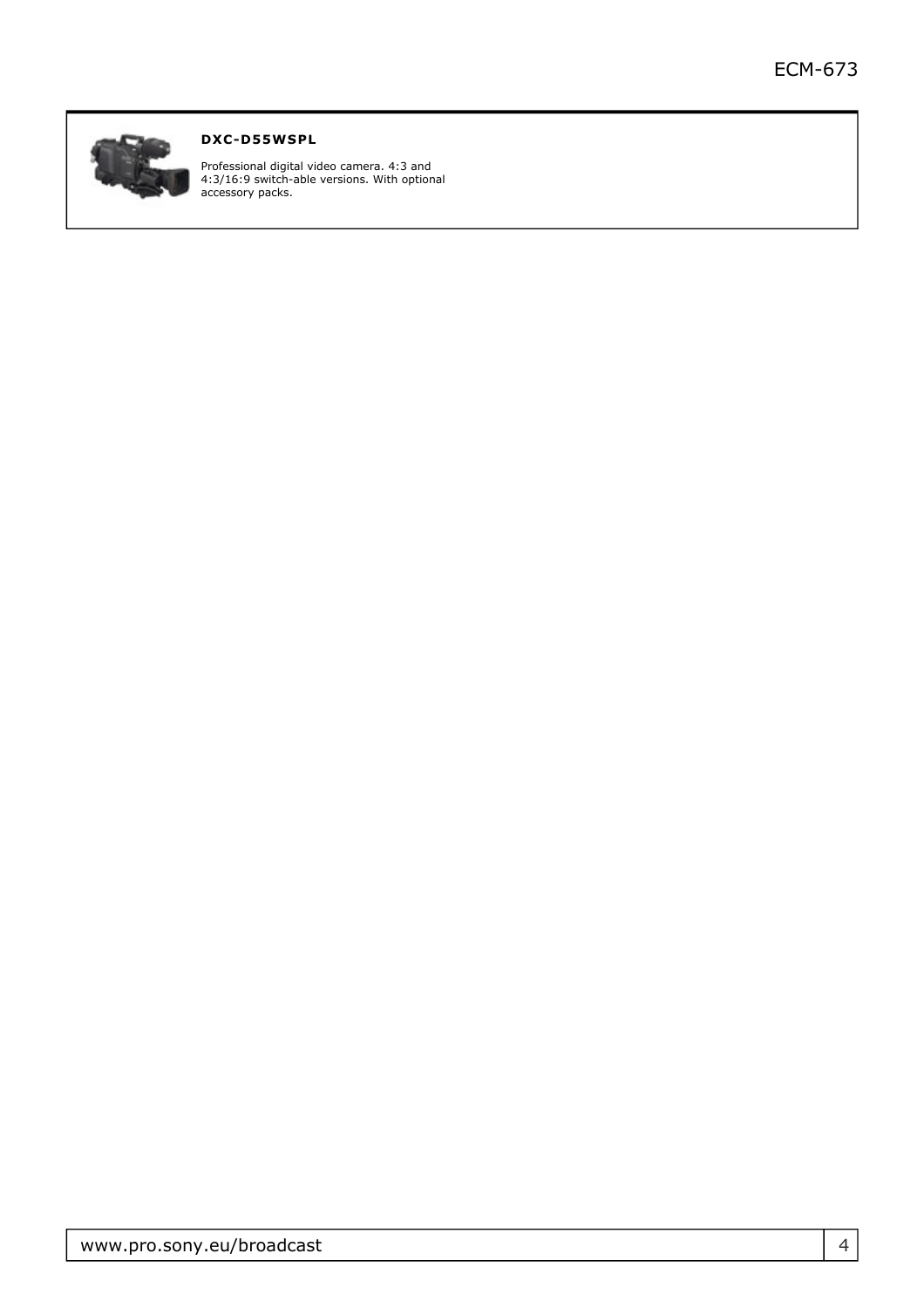**DXC-D55WSPL**

Professional digital video camera. 4:3 and 4:3/16:9 switch-able versions. With optional accessory packs.